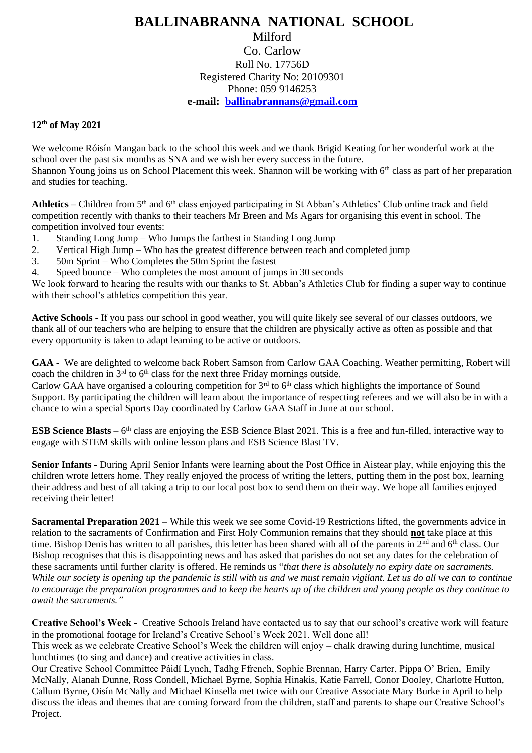# BALLINABRANNA NATIONAL SCHOOL

Milford
Co. Carlow
Roll No. 17756D
Registered Charity No: 20109301
Phone: 059 9146253
**e-mail: ballinabrannans@gmail.com**

**12th of May 2021**

We welcome Róisín Mangan back to the school this week and we thank Brigid Keating for her wonderful work at the school over the past six months as SNA and we wish her every success in the future.
Shannon Young joins us on School Placement this week. Shannon will be working with 6th class as part of her preparation and studies for teaching.

**Athletics –** Children from 5th and 6th class enjoyed participating in St Abban's Athletics' Club online track and field competition recently with thanks to their teachers Mr Breen and Ms Agars for organising this event in school. The competition involved four events:

1. Standing Long Jump – Who Jumps the farthest in Standing Long Jump
2. Vertical High Jump – Who has the greatest difference between reach and completed jump
3. 50m Sprint – Who Completes the 50m Sprint the fastest
4. Speed bounce – Who completes the most amount of jumps in 30 seconds

We look forward to hearing the results with our thanks to St. Abban's Athletics Club for finding a super way to continue with their school's athletics competition this year.

**Active Schools** - If you pass our school in good weather, you will quite likely see several of our classes outdoors, we thank all of our teachers who are helping to ensure that the children are physically active as often as possible and that every opportunity is taken to adapt learning to be active or outdoors.

**GAA -** We are delighted to welcome back Robert Samson from Carlow GAA Coaching. Weather permitting, Robert will coach the children in 3rd to 6th class for the next three Friday mornings outside.
Carlow GAA have organised a colouring competition for 3rd to 6th class which highlights the importance of Sound Support. By participating the children will learn about the importance of respecting referees and we will also be in with a chance to win a special Sports Day coordinated by Carlow GAA Staff in June at our school.

**ESB Science Blasts** – 6th class are enjoying the ESB Science Blast 2021. This is a free and fun-filled, interactive way to engage with STEM skills with online lesson plans and ESB Science Blast TV.

**Senior Infants** - During April Senior Infants were learning about the Post Office in Aistear play, while enjoying this the children wrote letters home. They really enjoyed the process of writing the letters, putting them in the post box, learning their address and best of all taking a trip to our local post box to send them on their way. We hope all families enjoyed receiving their letter!

**Sacramental Preparation 2021** – While this week we see some Covid-19 Restrictions lifted, the governments advice in relation to the sacraments of Confirmation and First Holy Communion remains that they should **not** take place at this time. Bishop Denis has written to all parishes, this letter has been shared with all of the parents in 2nd and 6th class. Our Bishop recognises that this is disappointing news and has asked that parishes do not set any dates for the celebration of these sacraments until further clarity is offered. He reminds us "*that there is absolutely no expiry date on sacraments. While our society is opening up the pandemic is still with us and we must remain vigilant. Let us do all we can to continue to encourage the preparation programmes and to keep the hearts up of the children and young people as they continue to await the sacraments."*

**Creative School's Week** - Creative Schools Ireland have contacted us to say that our school's creative work will feature in the promotional footage for Ireland's Creative School's Week 2021. Well done all!
This week as we celebrate Creative School's Week the children will enjoy – chalk drawing during lunchtime, musical lunchtimes (to sing and dance) and creative activities in class.
Our Creative School Committee Páidí Lynch, Tadhg Ffrench, Sophie Brennan, Harry Carter, Pippa O' Brien, Emily McNally, Alanah Dunne, Ross Condell, Michael Byrne, Sophia Hinakis, Katie Farrell, Conor Dooley, Charlotte Hutton, Callum Byrne, Oisín McNally and Michael Kinsella met twice with our Creative Associate Mary Burke in April to help discuss the ideas and themes that are coming forward from the children, staff and parents to shape our Creative School's Project.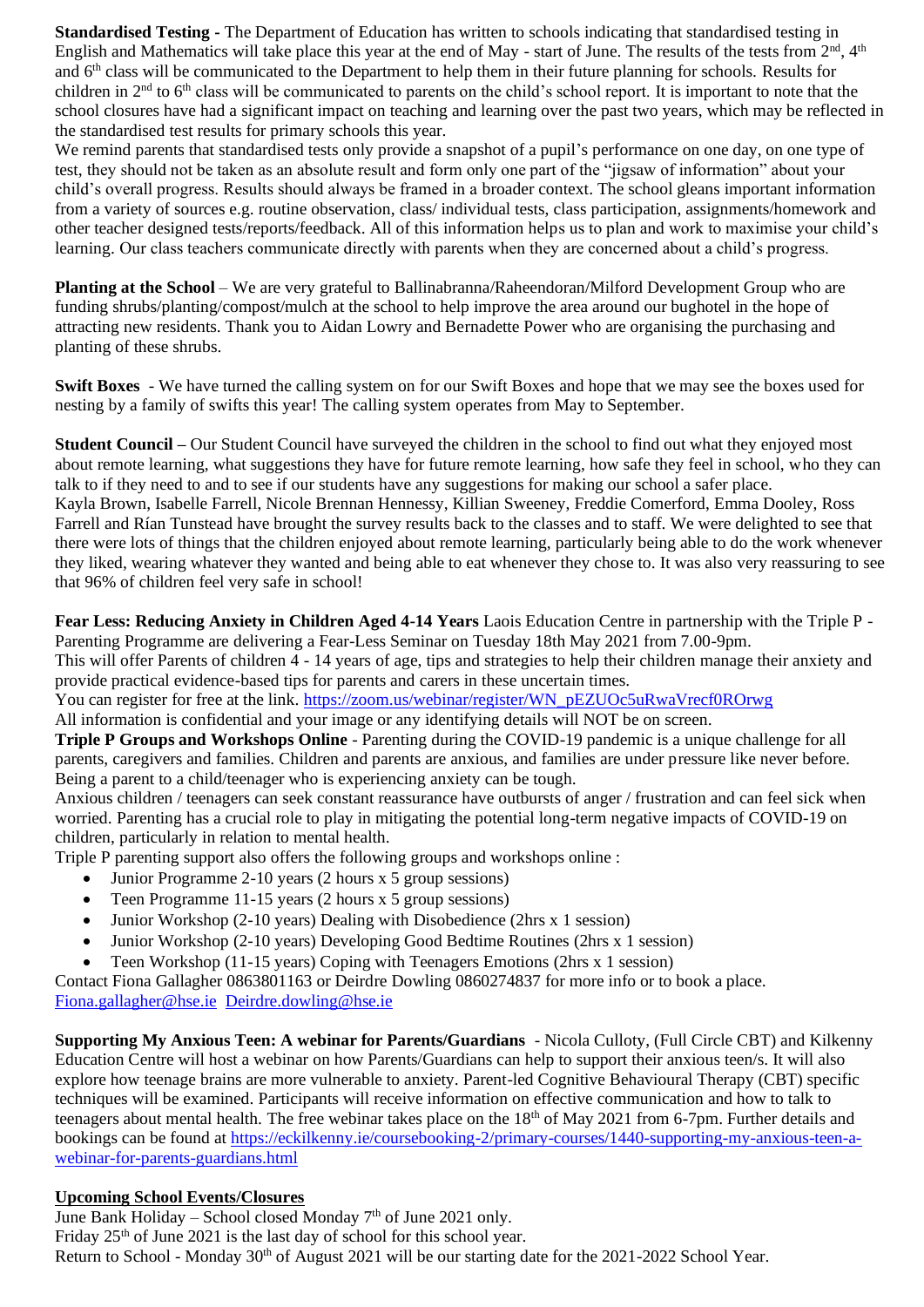**Standardised Testing -** The Department of Education has written to schools indicating that standardised testing in English and Mathematics will take place this year at the end of May - start of June. The results of the tests from 2nd, 4th and 6th class will be communicated to the Department to help them in their future planning for schools. Results for children in 2nd to 6th class will be communicated to parents on the child's school report. It is important to note that the school closures have had a significant impact on teaching and learning over the past two years, which may be reflected in the standardised test results for primary schools this year.
We remind parents that standardised tests only provide a snapshot of a pupil's performance on one day, on one type of test, they should not be taken as an absolute result and form only one part of the "jigsaw of information" about your child's overall progress. Results should always be framed in a broader context. The school gleans important information from a variety of sources e.g. routine observation, class/ individual tests, class participation, assignments/homework and other teacher designed tests/reports/feedback. All of this information helps us to plan and work to maximise your child's learning. Our class teachers communicate directly with parents when they are concerned about a child's progress.

**Planting at the School** – We are very grateful to Ballinabranna/Raheendoran/Milford Development Group who are funding shrubs/planting/compost/mulch at the school to help improve the area around our bughotel in the hope of attracting new residents. Thank you to Aidan Lowry and Bernadette Power who are organising the purchasing and planting of these shrubs.

**Swift Boxes** - We have turned the calling system on for our Swift Boxes and hope that we may see the boxes used for nesting by a family of swifts this year! The calling system operates from May to September.

**Student Council –** Our Student Council have surveyed the children in the school to find out what they enjoyed most about remote learning, what suggestions they have for future remote learning, how safe they feel in school, who they can talk to if they need to and to see if our students have any suggestions for making our school a safer place.
Kayla Brown, Isabelle Farrell, Nicole Brennan Hennessy, Killian Sweeney, Freddie Comerford, Emma Dooley, Ross Farrell and Rían Tunstead have brought the survey results back to the classes and to staff. We were delighted to see that there were lots of things that the children enjoyed about remote learning, particularly being able to do the work whenever they liked, wearing whatever they wanted and being able to eat whenever they chose to. It was also very reassuring to see that 96% of children feel very safe in school!

**Fear Less: Reducing Anxiety in Children Aged 4-14 Years** Laois Education Centre in partnership with the Triple P - Parenting Programme are delivering a Fear-Less Seminar on Tuesday 18th May 2021 from 7.00-9pm.
This will offer Parents of children 4 - 14 years of age, tips and strategies to help their children manage their anxiety and provide practical evidence-based tips for parents and carers in these uncertain times.
You can register for free at the link. https://zoom.us/webinar/register/WN_pEZUOc5uRwaVrecf0ROrwg
All information is confidential and your image or any identifying details will NOT be on screen.
**Triple P Groups and Workshops Online** - Parenting during the COVID-19 pandemic is a unique challenge for all parents, caregivers and families. Children and parents are anxious, and families are under pressure like never before. Being a parent to a child/teenager who is experiencing anxiety can be tough.
Anxious children / teenagers can seek constant reassurance have outbursts of anger / frustration and can feel sick when worried. Parenting has a crucial role to play in mitigating the potential long-term negative impacts of COVID-19 on children, particularly in relation to mental health.
Triple P parenting support also offers the following groups and workshops online :

- Junior Programme 2-10 years (2 hours x 5 group sessions)
- Teen Programme 11-15 years (2 hours x 5 group sessions)
- Junior Workshop (2-10 years) Dealing with Disobedience (2hrs x 1 session)
- Junior Workshop (2-10 years) Developing Good Bedtime Routines (2hrs x 1 session)
- Teen Workshop (11-15 years) Coping with Teenagers Emotions (2hrs x 1 session)

Contact Fiona Gallagher 0863801163 or Deirdre Dowling 0860274837 for more info or to book a place.
Fiona.gallagher@hse.ie Deirdre.dowling@hse.ie

**Supporting My Anxious Teen: A webinar for Parents/Guardians** - Nicola Culloty, (Full Circle CBT) and Kilkenny Education Centre will host a webinar on how Parents/Guardians can help to support their anxious teen/s. It will also explore how teenage brains are more vulnerable to anxiety. Parent-led Cognitive Behavioural Therapy (CBT) specific techniques will be examined. Participants will receive information on effective communication and how to talk to teenagers about mental health. The free webinar takes place on the 18th of May 2021 from 6-7pm. Further details and bookings can be found at https://eckilkenny.ie/coursebooking-2/primary-courses/1440-supporting-my-anxious-teen-a-webinar-for-parents-guardians.html

**Upcoming School Events/Closures**

June Bank Holiday – School closed Monday 7th of June 2021 only.
Friday 25th of June 2021 is the last day of school for this school year.
Return to School - Monday 30th of August 2021 will be our starting date for the 2021-2022 School Year.